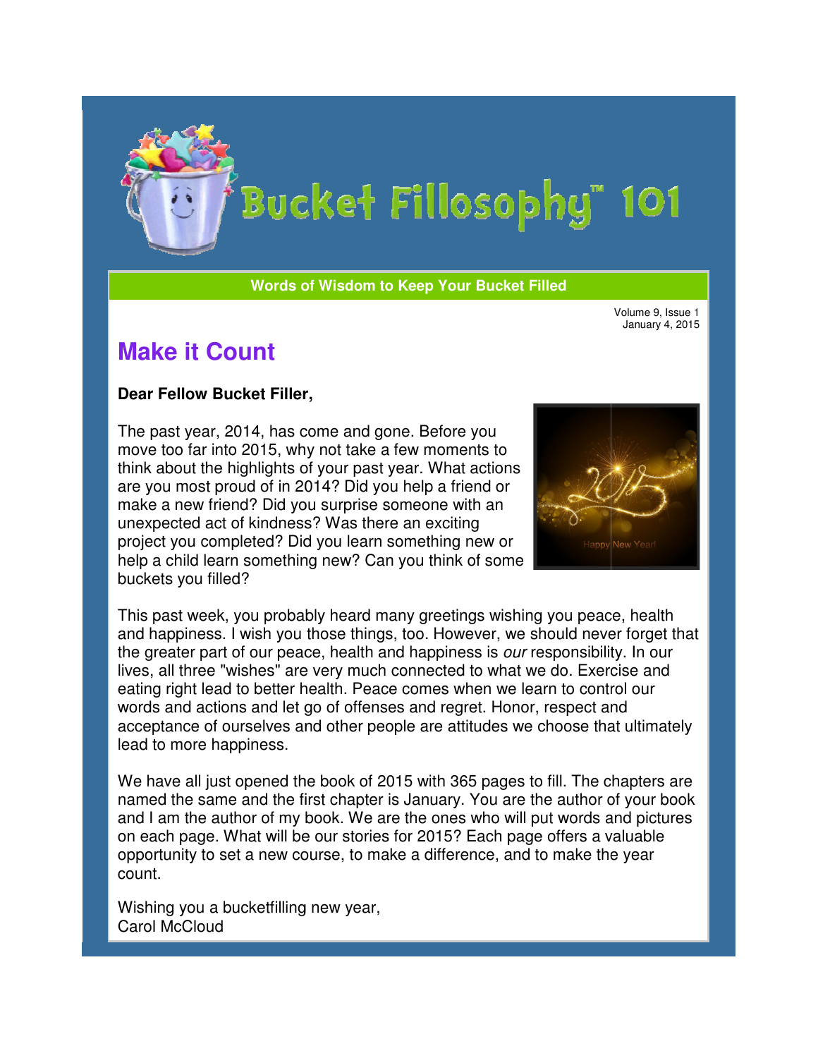# Bucket Fillosophy™ 101

**Words of Wisdom to Keep Your Bucket Filled**

Volume 9, Issue 1
January 4, 2015

## Make it Count

**Dear Fellow Bucket Filler,**

The past year, 2014, has come and gone. Before you move too far into 2015, why not take a few moments to think about the highlights of your past year. What actions are you most proud of in 2014? Did you help a friend or make a new friend? Did you surprise someone with an unexpected act of kindness? Was there an exciting project you completed? Did you learn something new or help a child learn something new? Can you think of some buckets you filled?

This past week, you probably heard many greetings wishing you peace, health and happiness. I wish you those things, too. However, we should never forget that the greater part of our peace, health and happiness is *our* responsibility. In our lives, all three "wishes" are very much connected to what we do. Exercise and eating right lead to better health. Peace comes when we learn to control our words and actions and let go of offenses and regret. Honor, respect and acceptance of ourselves and other people are attitudes we choose that ultimately lead to more happiness.

We have all just opened the book of 2015 with 365 pages to fill. The chapters are named the same and the first chapter is January. You are the author of your book and I am the author of my book. We are the ones who will put words and pictures on each page. What will be our stories for 2015? Each page offers a valuable opportunity to set a new course, to make a difference, and to make the year count.

Wishing you a bucketfilling new year,
Carol McCloud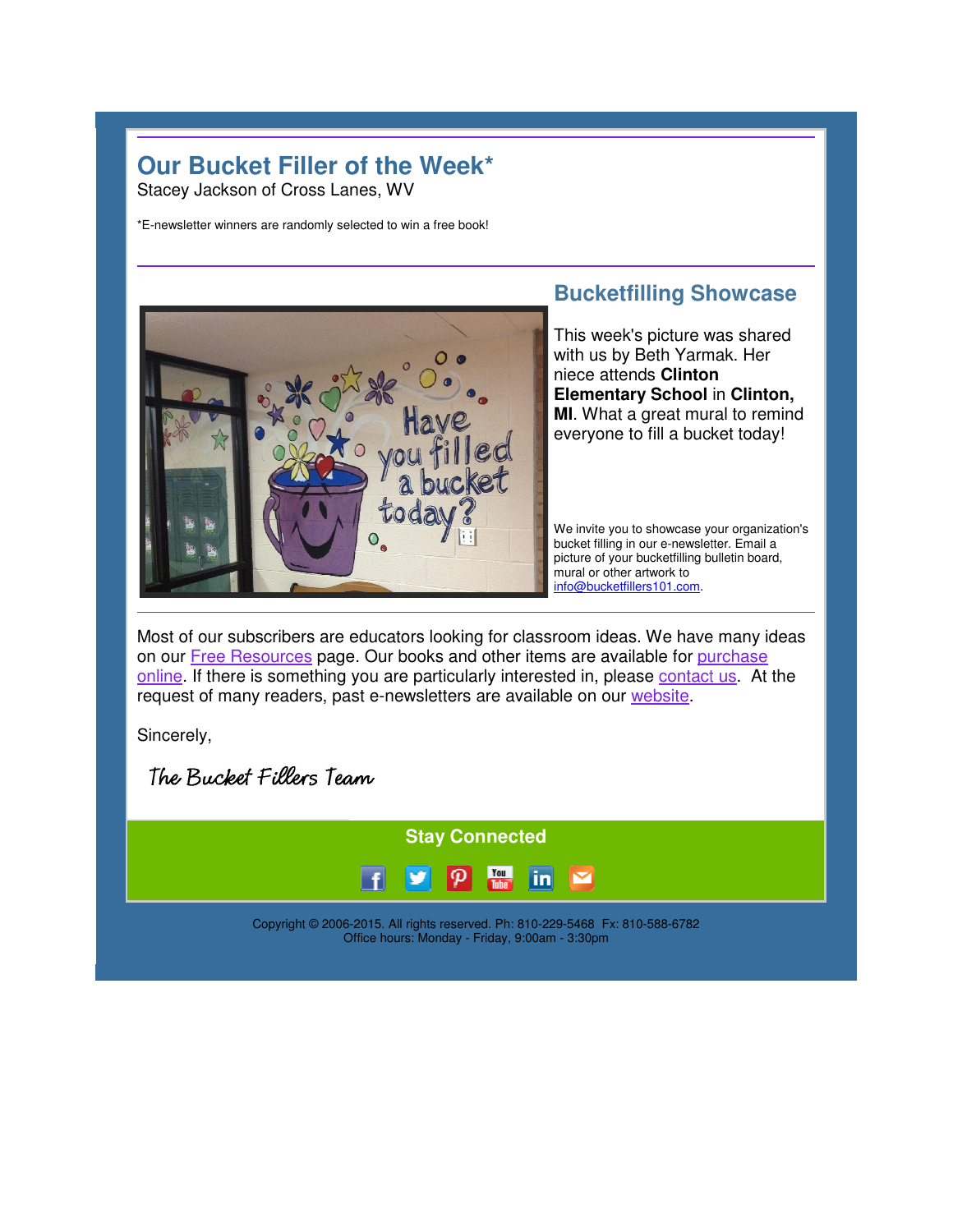## Our Bucket Filler of the Week*

Stacey Jackson of Cross Lanes, WV

*E-newsletter winners are randomly selected to win a free book!

---

## Bucketfilling Showcase

This week's picture was shared with us by Beth Yarmak. Her niece attends **Clinton Elementary School** in **Clinton, MI**. What a great mural to remind everyone to fill a bucket today!

We invite you to showcase your organization's bucket filling in our e-newsletter. Email a picture of your bucketfilling bulletin board, mural or other artwork to info@bucketfillers101.com.

---

Most of our subscribers are educators looking for classroom ideas. We have many ideas on our Free Resources page. Our books and other items are available for purchase online. If there is something you are particularly interested in, please contact us. At the request of many readers, past e-newsletters are available on our website.

Sincerely,

The Bucket Fillers Team

**Stay Connected**

Copyright © 2006-2015. All rights reserved. Ph: 810-229-5468 Fx: 810-588-6782
Office hours: Monday - Friday, 9:00am - 3:30pm